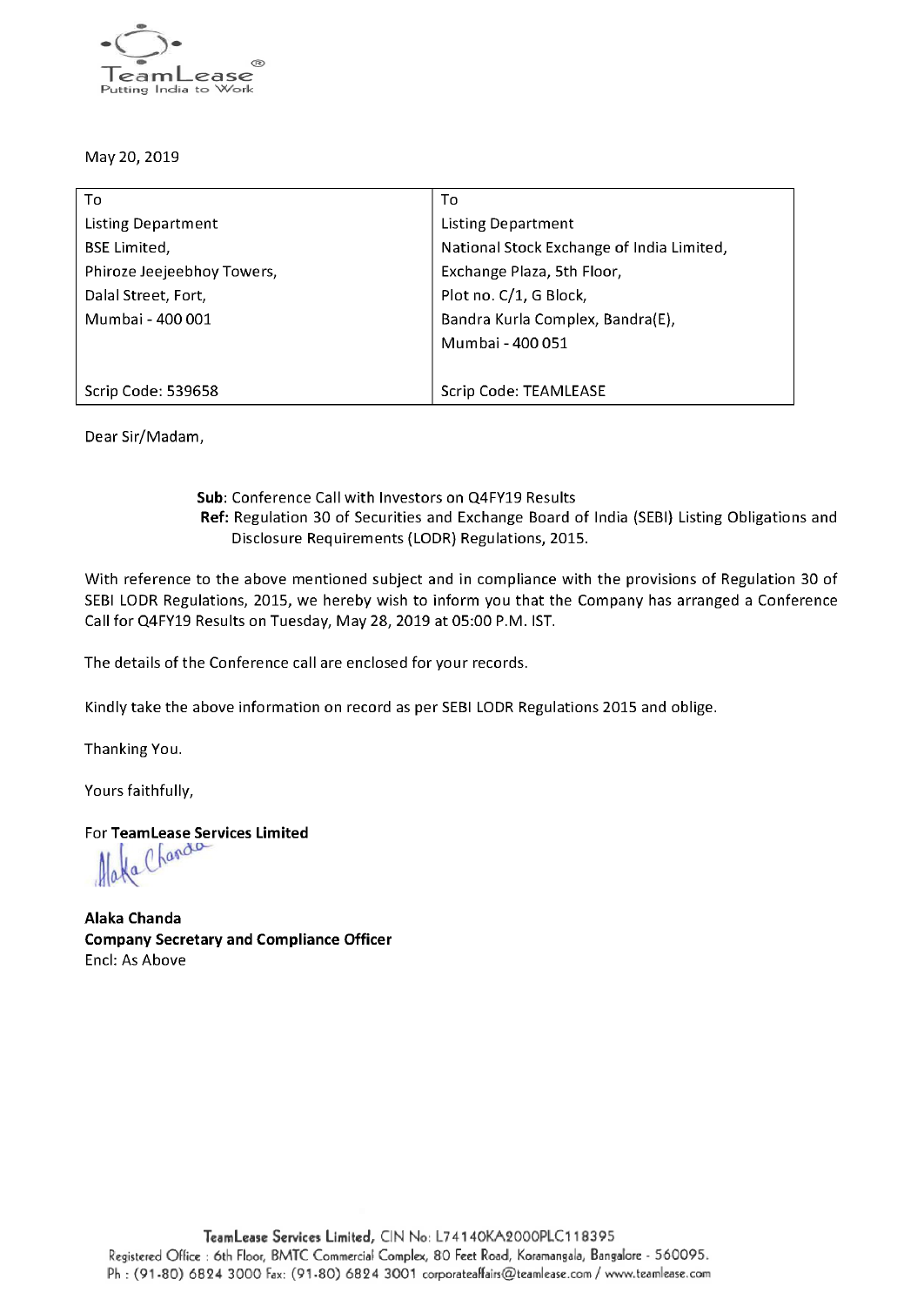May 20, 2019

| To | To |
| --- | --- |
| Listing Department | Listing Department |
| BSE Limited, | National Stock Exchange of India Limited, |
| Phiroze Jeejeebhoy Towers, | Exchange Plaza, 5th Floor, |
| Dalal Street, Fort, | Plot no. C/1, G Block, |
| Mumbai - 400 001 | Bandra Kurla Complex, Bandra(E), |
| | Mumbai - 400 051 |
| Scrip Code: 539658 | Scrip Code: TEAMLEASE |

Dear Sir/Madam,

**Sub**: Conference Call with Investors on Q4FY19 Results
**Ref:** Regulation 30 of Securities and Exchange Board of India (SEBI) Listing Obligations and Disclosure Requirements (LODR) Regulations, 2015.

With reference to the above mentioned subject and in compliance with the provisions of Regulation 30 of SEBI LODR Regulations, 2015, we hereby wish to inform you that the Company has arranged a Conference Call for Q4FY19 Results on Tuesday, May 28, 2019 at 05:00 P.M. IST.

The details of the Conference call are enclosed for your records.

Kindly take the above information on record as per SEBI LODR Regulations 2015 and oblige.

Thanking You.

Yours faithfully,

For **TeamLease Services Limited**

**Alaka Chanda**
**Company Secretary and Compliance Officer**
Encl: As Above

TeamLease Services Limited, CIN No: L74140KA2000PLC118395
Registered Office : 6th Floor, BMTC Commercial Complex, 80 Feet Road, Koramangala, Bangalore - 560095.
Ph : (91-80) 6824 3000 Fax: (91-80) 6824 3001 corporateaffairs@teamlease.com / www.teamlease.com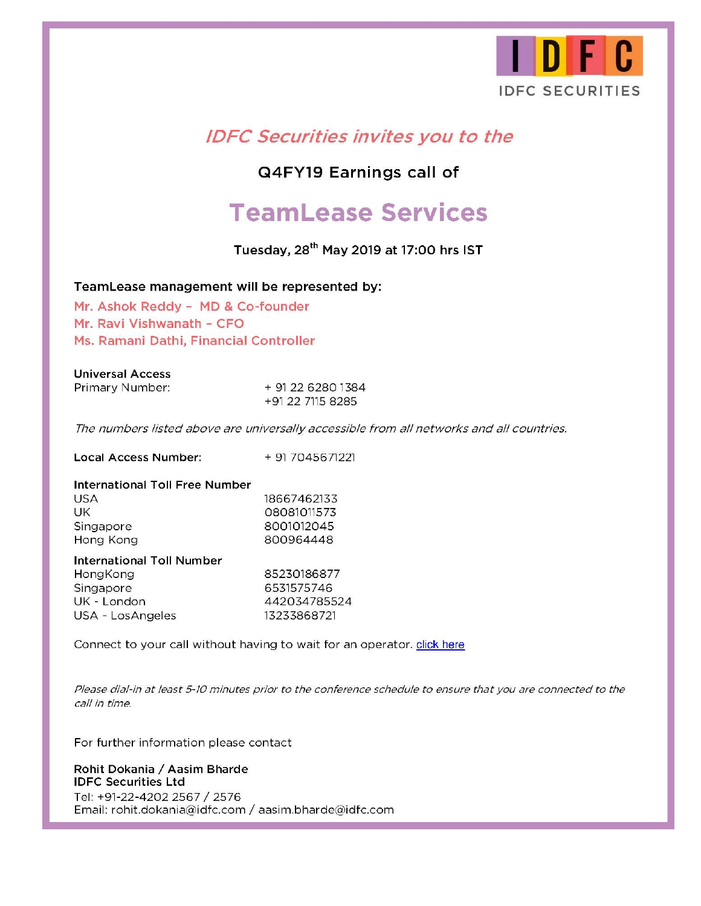IDFC SECURITIES

*IDFC Securities invites you to the*

### Q4FY19 Earnings call of

# TeamLease Services

**Tuesday, 28th May 2019 at 17:00 hrs IST**

**TeamLease management will be represented by:**

Mr. Ashok Reddy – MD & Co-founder
Mr. Ravi Vishwanath – CFO
Ms. Ramani Dathi, Financial Controller

**Universal Access**

| | |
|---|---|
| Primary Number: | + 91 22 6280 1384 |
| | +91 22 7115 8285 |

*The numbers listed above are universally accessible from all networks and all countries.*

| | |
|---|---|
| **Local Access Number:** | + 91 7045671221 |

**International Toll Free Number**

| | |
|---|---|
| USA | 18667462133 |
| UK | 08081011573 |
| Singapore | 8001012045 |
| Hong Kong | 800964448 |

**International Toll Number**

| | |
|---|---|
| HongKong | 85230186877 |
| Singapore | 6531575746 |
| UK - London | 442034785524 |
| USA - LosAngeles | 13233868721 |

Connect to your call without having to wait for an operator. click here

*Please dial-in at least 5-10 minutes prior to the conference schedule to ensure that you are connected to the call in time.*

For further information please contact

**Rohit Dokania / Aasim Bharde**
**IDFC Securities Ltd**
Tel: +91-22-4202 2567 / 2576
Email: rohit.dokania@idfc.com / aasim.bharde@idfc.com